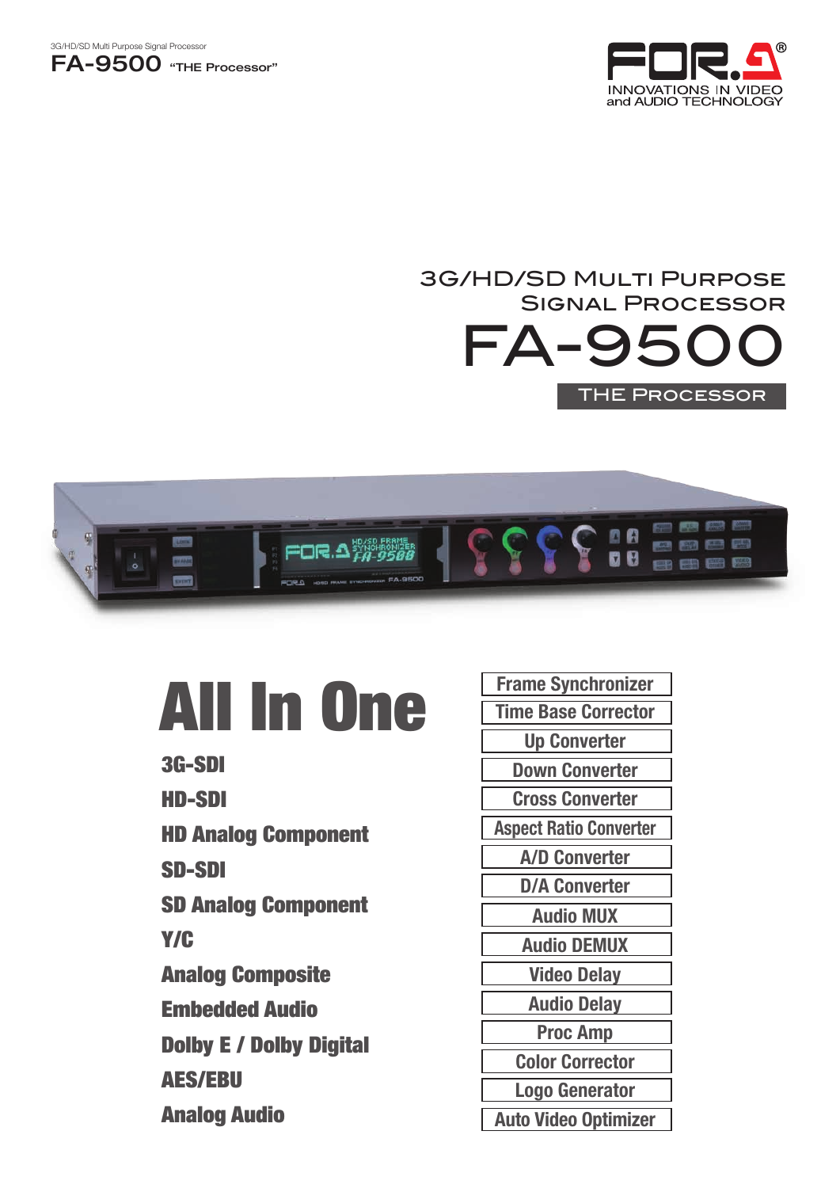3G/HD/SD Multi Purpose Signal Processor

**FA-9500** "THE Processor"

FOR.A INNOVATIONS IN VIDEO and AUDIO TECHNOLOGY

# 3G/HD/SD Multi Purpose Signal Processor

# FA-9500

## THE Processor

# All In One

- **3G-SDI**
- **HD-SDI**
- **HD Analog Component**
- **SD-SDI**
- **SD Analog Component**
- **Y/C**
- **Analog Composite**
- **Embedded Audio**
- **Dolby E / Dolby Digital**
- **AES/EBU**
- **Analog Audio**

- Frame Synchronizer
- Time Base Corrector
- Up Converter
- Down Converter
- Cross Converter
- Aspect Ratio Converter
- A/D Converter
- D/A Converter
- Audio MUX
- Audio DEMUX
- Video Delay
- Audio Delay
- Proc Amp
- Color Corrector
- Logo Generator
- Auto Video Optimizer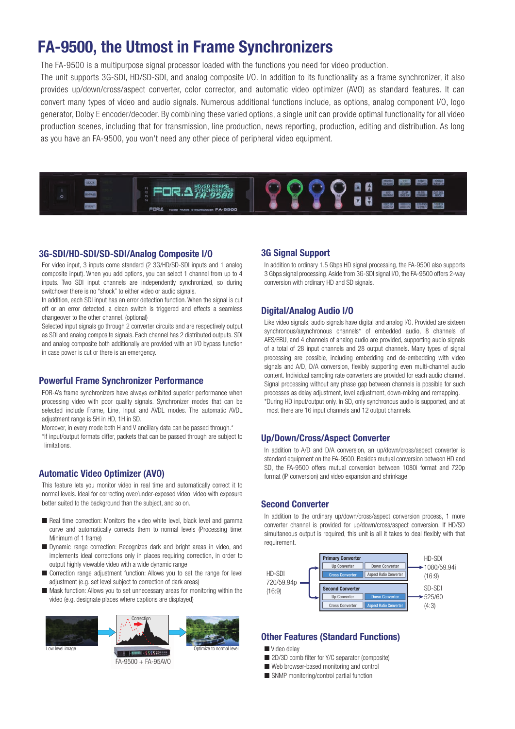# FA-9500, the Utmost in Frame Synchronizers

The FA-9500 is a multipurpose signal processor loaded with the functions you need for video production.
The unit supports 3G-SDI, HD/SD-SDI, and analog composite I/O. In addition to its functionality as a frame synchronizer, it also provides up/down/cross/aspect converter, color corrector, and automatic video optimizer (AVO) as standard features. It can convert many types of video and audio signals. Numerous additional functions include, as options, analog component I/O, logo generator, Dolby E encoder/decoder. By combining these varied options, a single unit can provide optimal functionality for all video production scenes, including that for transmission, line production, news reporting, production, editing and distribution. As long as you have an FA-9500, you won't need any other piece of peripheral video equipment.

## 3G-SDI/HD-SDI/SD-SDI/Analog Composite I/O

For video input, 3 inputs come standard (2 3G/HD/SD-SDI inputs and 1 analog composite input). When you add options, you can select 1 channel from up to 4 inputs. Two SDI input channels are independently synchronized, so during switchover there is no "shock" to either video or audio signals.

In addition, each SDI input has an error detection function. When the signal is cut off or an error detected, a clean switch is triggered and effects a seamless changeover to the other channel. (optional)

Selected input signals go through 2 converter circuits and are respectively output as SDI and analog composite signals. Each channel has 2 distributed outputs. SDI and analog composite both additionally are provided with an I/O bypass function in case power is cut or there is an emergency.

## Powerful Frame Synchronizer Performance

FOR-A's frame synchronizers have always exhibited superior performance when processing video with poor quality signals. Synchronizer modes that can be selected include Frame, Line, Input and AVDL modes. The automatic AVDL adjustment range is 5H in HD, 1H in SD.

Moreover, in every mode both H and V ancillary data can be passed through.*

*If input/output formats differ, packets that can be passed through are subject to limitations.

## Automatic Video Optimizer (AVO)

This feature lets you monitor video in real time and automatically correct it to normal levels. Ideal for correcting over/under-exposed video, video with exposure better suited to the background than the subject, and so on.

- Real time correction: Monitors the video white level, black level and gamma curve and automatically corrects them to normal levels (Processing time: Minimum of 1 frame)
- Dynamic range correction: Recognizes dark and bright areas in video, and implements ideal corrections only in places requiring correction, in order to output highly viewable video with a wide dynamic range
- Correction range adjustment function: Allows you to set the range for level adjustment (e.g. set level subject to correction of dark areas)
- Mask function: Allows you to set unnecessary areas for monitoring within the video (e.g. designate places where captions are displayed)

Low level image → Correction → Optimize to normal level

FA-9500 + FA-95AVO

## 3G Signal Support

In addition to ordinary 1.5 Gbps HD signal processing, the FA-9500 also supports 3 Gbps signal processing. Aside from 3G-SDI signal I/O, the FA-9500 offers 2-way conversion with ordinary HD and SD signals.

## Digital/Analog Audio I/O

Like video signals, audio signals have digital and analog I/O. Provided are sixteen synchronous/asynchronous channels* of embedded audio, 8 channels of AES/EBU, and 4 channels of analog audio are provided, supporting audio signals of a total of 28 input channels and 28 output channels. Many types of signal processing are possible, including embedding and de-embedding with video signals and A/D, D/A conversion, flexibly supporting even multi-channel audio content. Individual sampling rate converters are provided for each audio channel. Signal processing without any phase gap between channels is possible for such processes as delay adjustment, level adjustment, down-mixing and remapping.

*During HD input/output only. In SD, only synchronous audio is supported, and at most there are 16 input channels and 12 output channels.

## Up/Down/Cross/Aspect Converter

In addition to A/D and D/A conversion, an up/down/cross/aspect converter is standard equipment on the FA-9500. Besides mutual conversion between HD and SD, the FA-9500 offers mutual conversion between 1080i format and 720p format (IP conversion) and video expansion and shrinkage.

## Second Converter

In addition to the ordinary up/down/cross/aspect conversion process, 1 more converter channel is provided for up/down/cross/aspect conversion. If HD/SD simultaneous output is required, this unit is all it takes to deal flexibly with that requirement.

HD-SDI 720/59.94p (16:9)

- Primary Converter: Up Converter, Down Converter, Cross Converter, Aspect Ratio Converter → HD-SDI 1080/59.94i (16:9)
- Second Converter: Up Converter, Down Converter, Cross Converter, Aspect Ratio Converter → SD-SDI 525/60 (4:3)

## Other Features (Standard Functions)

- Video delay
- 2D/3D comb filter for Y/C separator (composite)
- Web browser-based monitoring and control
- SNMP monitoring/control partial function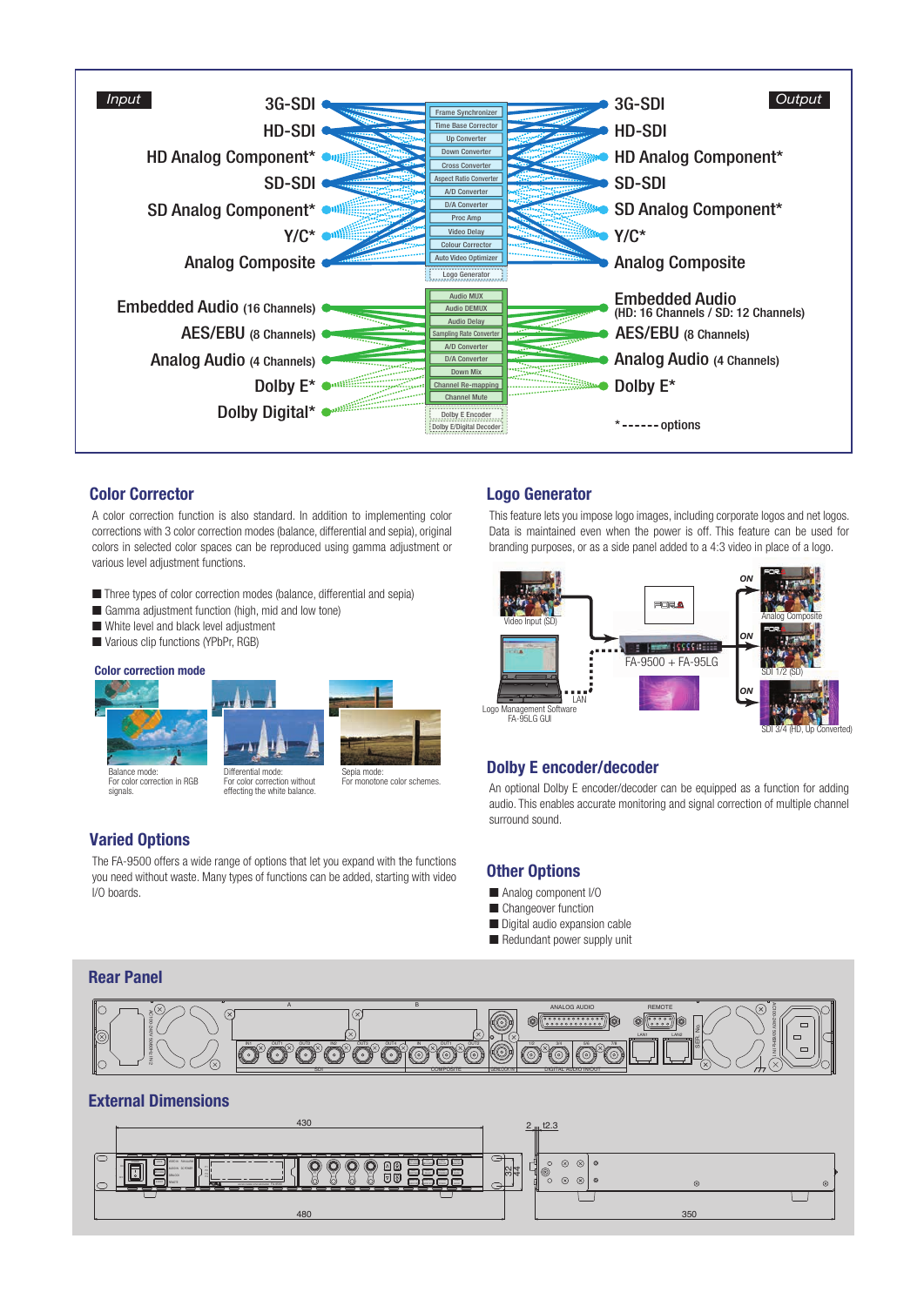**Input**

- 3G-SDI
- HD-SDI
- HD Analog Component*
- SD-SDI
- SD Analog Component*
- Y/C*
- Analog Composite
- Embedded Audio (16 Channels)
- AES/EBU (8 Channels)
- Analog Audio (4 Channels)
- Dolby E*
- Dolby Digital*

**Processing**

- Frame Synchronizer
- Time Base Corrector
- Up Converter
- Down Converter
- Cross Converter
- Aspect Ratio Converter
- A/D Converter
- D/A Converter
- Proc Amp
- Video Delay
- Colour Corrector
- Auto Video Optimizer
- Logo Generator
- Audio MUX
- Audio DEMUX
- Audio Delay
- Sampling Rate Converter
- A/D Converter
- D/A Converter
- Down Mix
- Channel Re-mapping
- Channel Mute
- Dolby E Encoder
- Dolby E/Digital Decoder

**Output**

- 3G-SDI
- HD-SDI
- HD Analog Component*
- SD-SDI
- SD Analog Component*
- Y/C*
- Analog Composite
- Embedded Audio (HD: 16 Channels / SD: 12 Channels)
- AES/EBU (8 Channels)
- Analog Audio (4 Channels)
- Dolby E*

*------options

## Color Corrector

A color correction function is also standard. In addition to implementing color corrections with 3 color correction modes (balance, differential and sepia), original colors in selected color spaces can be reproduced using gamma adjustment or various level adjustment functions.

- Three types of color correction modes (balance, differential and sepia)
- Gamma adjustment function (high, mid and low tone)
- White level and black level adjustment
- Various clip functions (YPbPr, RGB)

### Color correction mode

Balance mode: For color correction in RGB signals.

Differential mode: For color correction without effecting the white balance.

Sepia mode: For monotone color schemes.

## Logo Generator

This feature lets you impose logo images, including corporate logos and net logos. Data is maintained even when the power is off. This feature can be used for branding purposes, or as a side panel added to a 4:3 video in place of a logo.

Video Input (SD) — FA-9500 + FA-95LG — LAN — Logo Management Software FA-95LG GUI

ON: Analog Composite; ON: SDI 1/2 (SD); ON: SDI 3/4 (HD, Up Converted)

## Dolby E encoder/decoder

An optional Dolby E encoder/decoder can be equipped as a function for adding audio. This enables accurate monitoring and signal correction of multiple channel surround sound.

## Varied Options

The FA-9500 offers a wide range of options that let you expand with the functions you need without waste. Many types of functions can be added, starting with video I/O boards.

## Other Options

- Analog component I/O
- Changeover function
- Digital audio expansion cable
- Redundant power supply unit

## Rear Panel

## External Dimensions

430, 480, 2, t2.3, 32, 44, 350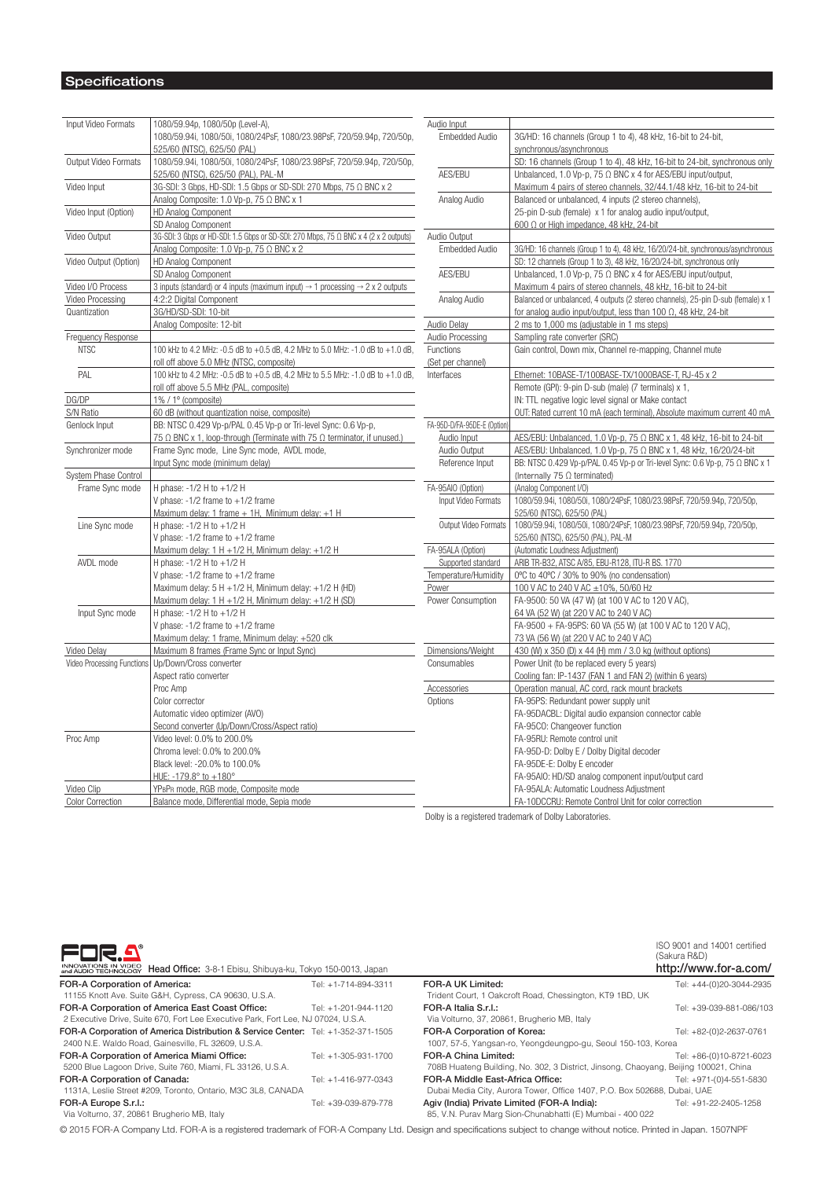## Specifications

| | |
|---|---|
| Input Video Formats | 1080/59.94p, 1080/50p (Level-A), 1080/59.94i, 1080/50i, 1080/24PsF, 1080/23.98PsF, 720/59.94p, 720/50p, 525/60 (NTSC), 625/50 (PAL) |
| Output Video Formats | 1080/59.94i, 1080/50i, 1080/24PsF, 1080/23.98PsF, 720/59.94p, 720/50p, 525/60 (NTSC), 625/50 (PAL), PAL-M |
| Video Input | 3G-SDI: 3 Gbps, HD-SDI: 1.5 Gbps or SD-SDI: 270 Mbps, 75 Ω BNC x 2 |
| | Analog Composite: 1.0 Vp-p, 75 Ω BNC x 1 |
| Video Input (Option) | HD Analog Component |
| | SD Analog Component |
| Video Output | 3G-SDI: 3 Gbps or HD-SDI: 1.5 Gbps or SD-SDI: 270 Mbps, 75 Ω BNC x 4 (2 x 2 outputs) |
| | Analog Composite: 1.0 Vp-p, 75 Ω BNC x 2 |
| Video Output (Option) | HD Analog Component |
| | SD Analog Component |
| Video I/O Process | 3 inputs (standard) or 4 inputs (maximum input) → 1 processing → 2 x 2 outputs |
| Video Processing | 4:2:2 Digital Component |
| Quantization | 3G/HD/SD-SDI: 10-bit |
| | Analog Composite: 12-bit |
| Frequency Response | |
| NTSC | 100 kHz to 4.2 MHz: -0.5 dB to +0.5 dB, 4.2 MHz to 5.0 MHz: -1.0 dB to +1.0 dB, roll off above 5.0 MHz (NTSC, composite) |
| PAL | 100 kHz to 4.2 MHz: -0.5 dB to +0.5 dB, 4.2 MHz to 5.5 MHz: -1.0 dB to +1.0 dB, roll off above 5.5 MHz (PAL, composite) |
| DG/DP | 1% / 1° (composite) |
| S/N Ratio | 60 dB (without quantization noise, composite) |
| Genlock Input | BB: NTSC 0.429 Vp-p/PAL 0.45 Vp-p or Tri-level Sync: 0.6 Vp-p, 75 Ω BNC x 1, loop-through (Terminate with 75 Ω terminator, if unused.) |
| Synchronizer mode | Frame Sync mode, Line Sync mode, AVDL mode, Input Sync mode (minimum delay) |
| System Phase Control | |
| Frame Sync mode | H phase: -1/2 H to +1/2 H |
| | V phase: -1/2 frame to +1/2 frame |
| | Maximum delay: 1 frame + 1H, Minimum delay: +1 H |
| Line Sync mode | H phase: -1/2 H to +1/2 H |
| | V phase: -1/2 frame to +1/2 frame |
| | Maximum delay: 1 H +1/2 H, Minimum delay: +1/2 H |
| AVDL mode | H phase: -1/2 H to +1/2 H |
| | V phase: -1/2 frame to +1/2 frame |
| | Maximum delay: 5 H +1/2 H, Minimum delay: +1/2 H (HD) |
| | Maximum delay: 1 H +1/2 H, Minimum delay: +1/2 H (SD) |
| Input Sync mode | H phase: -1/2 H to +1/2 H |
| | V phase: -1/2 frame to +1/2 frame |
| | Maximum delay: 1 frame, Minimum delay: +520 clk |
| Video Delay | Maximum 8 frames (Frame Sync or Input Sync) |
| Video Processing Functions | Up/Down/Cross converter |
| | Aspect ratio converter |
| | Proc Amp |
| | Color corrector |
| | Automatic video optimizer (AVO) |
| | Second converter (Up/Down/Cross/Aspect ratio) |
| Proc Amp | Video level: 0.0% to 200.0% |
| | Chroma level: 0.0% to 200.0% |
| | Black level: -20.0% to 100.0% |
| | HUE: -179.8° to +180° |
| Video Clip | YPbPr mode, RGB mode, Composite mode |
| Color Correction | Balance mode, Differential mode, Sepia mode |
| Audio Input | |
| Embedded Audio | 3G/HD: 16 channels (Group 1 to 4), 48 kHz, 16-bit to 24-bit, synchronous/asynchronous |
| | SD: 16 channels (Group 1 to 4), 48 kHz, 16-bit to 24-bit, synchronous only |
| AES/EBU | Unbalanced, 1.0 Vp-p, 75 Ω BNC x 4 for AES/EBU input/output, Maximum 4 pairs of stereo channels, 32/44.1/48 kHz, 16-bit to 24-bit |
| Analog Audio | Balanced or unbalanced, 4 inputs (2 stereo channels), 25-pin D-sub (female) x 1 for analog audio input/output, 600 Ω or High impedance, 48 kHz, 24-bit |
| Audio Output | |
| Embedded Audio | 3G/HD: 16 channels (Group 1 to 4), 48 kHz, 16/20/24-bit, synchronous/asynchronous |
| | SD: 12 channels (Group 1 to 3), 48 kHz, 16/20/24-bit, synchronous only |
| AES/EBU | Unbalanced, 1.0 Vp-p, 75 Ω BNC x 4 for AES/EBU input/output, Maximum 4 pairs of stereo channels, 48 kHz, 16-bit to 24-bit |
| Analog Audio | Balanced or unbalanced, 4 outputs (2 stereo channels), 25-pin D-sub (female) x 1 for analog audio input/output, less than 100 Ω, 48 kHz, 24-bit |
| Audio Delay | 2 ms to 1,000 ms (adjustable in 1 ms steps) |
| Audio Processing | Sampling rate converter (SRC) |
| Functions (Set per channel) | Gain control, Down mix, Channel re-mapping, Channel mute |
| Interfaces | Ethernet: 10BASE-T/100BASE-TX/1000BASE-T, RJ-45 x 2 |
| | Remote (GPI): 9-pin D-sub (male) (7 terminals) x 1, IN: TTL negative logic level signal or Make contact |
| | OUT: Rated current 10 mA (each terminal), Absolute maximum current 40 mA |
| FA-95D-D/FA-95DE-E (Option) | |
| Audio Input | AES/EBU: Unbalanced, 1.0 Vp-p, 75 Ω BNC x 1, 48 kHz, 16-bit to 24-bit |
| Audio Output | AES/EBU: Unbalanced, 1.0 Vp-p, 75 Ω BNC x 1, 48 kHz, 16/20/24-bit |
| Reference Input | BB: NTSC 0.429 Vp-p/PAL 0.45 Vp-p or Tri-level Sync: 0.6 Vp-p, 75 Ω BNC x 1 (Internally 75 Ω terminated) |
| FA-95AIO (Option) | (Analog Component I/O) |
| Input Video Formats | 1080/59.94i, 1080/50i, 1080/24PsF, 1080/23.98PsF, 720/59.94p, 720/50p, 525/60 (NTSC), 625/50 (PAL) |
| Output Video Formats | 1080/59.94i, 1080/50i, 1080/24PsF, 1080/23.98PsF, 720/59.94p, 720/50p, 525/60 (NTSC), 625/50 (PAL), PAL-M |
| FA-95ALA (Option) | (Automatic Loudness Adjustment) |
| Supported standard | ARIB TR-B32, ATSC A/85, EBU-R128, ITU-R BS. 1770 |
| Temperature/Humidity | 0ºC to 40ºC / 30% to 90% (no condensation) |
| Power | 100 V AC to 240 V AC ±10%, 50/60 Hz |
| Power Consumption | FA-9500: 50 VA (47 W) (at 100 V AC to 120 V AC), 64 VA (52 W) (at 220 V AC to 240 V AC) |
| | FA-9500 + FA-95PS: 60 VA (55 W) (at 100 V AC to 120 V AC), 73 VA (56 W) (at 220 V AC to 240 V AC) |
| Dimensions/Weight | 430 (W) x 350 (D) x 44 (H) mm / 3.0 kg (without options) |
| Consumables | Power Unit (to be replaced every 5 years) |
| | Cooling fan: IP-1437 (FAN 1 and FAN 2) (within 6 years) |
| Accessories | Operation manual, AC cord, rack mount brackets |
| Options | FA-95PS: Redundant power supply unit |
| | FA-95DACBL: Digital audio expansion connector cable |
| | FA-95CO: Changeover function |
| | FA-95RU: Remote control unit |
| | FA-95D-D: Dolby E / Dolby Digital decoder |
| | FA-95DE-E: Dolby E encoder |
| | FA-95AIO: HD/SD analog component input/output card |
| | FA-95ALA: Automatic Loudness Adjustment |
| | FA-10DCCRU: Remote Control Unit for color correction |

Dolby is a registered trademark of Dolby Laboratories.

FOR-A INNOVATIONS IN VIDEO and AUDIO TECHNOLOGY **Head Office:** 3-8-1 Ebisu, Shibuya-ku, Tokyo 150-0013, Japan

ISO 9001 and 14001 certified (Sakura R&D)

**http://www.for-a.com/**

**FOR-A Corporation of America:** Tel: +1-714-894-3311
11155 Knott Ave. Suite G&H, Cypress, CA 90630, U.S.A.

**FOR-A Corporation of America East Coast Office:** Tel: +1-201-944-1120
2 Executive Drive, Suite 670, Fort Lee Executive Park, Fort Lee, NJ 07024, U.S.A.

**FOR-A Corporation of America Distribution & Service Center:** Tel: +1-352-371-1505
2400 N.E. Waldo Road, Gainesville, FL 32609, U.S.A.

**FOR-A Corporation of America Miami Office:** Tel: +1-305-931-1700
5200 Blue Lagoon Drive, Suite 760, Miami, FL 33126, U.S.A.

**FOR-A Corporation of Canada:** Tel: +1-416-977-0343
1131A, Leslie Street #209, Toronto, Ontario, M3C 3L8, CANADA

**FOR-A Europe S.r.l.:** Tel: +39-039-879-778
Via Volturno, 37, 20861 Brugherio MB, Italy

**FOR-A UK Limited:** Tel: +44-(0)20-3044-2935
Trident Court, 1 Oakcroft Road, Chessington, KT9 1BD, UK

**FOR-A Italia S.r.l.:** Tel: +39-039-881-086/103
Via Volturno, 37, 20861, Brugherio MB, Italy

**FOR-A Corporation of Korea:** Tel: +82-(0)2-2637-0761
1007, 57-5, Yangsan-ro, Yeongdeungpo-gu, Seoul 150-103, Korea

**FOR-A China Limited:** Tel: +86-(0)10-8721-6023
708B Huateng Building, No. 302, 3 District, Jinsong, Chaoyang, Beijing 100021, China

**FOR-A Middle East-Africa Office:** Tel: +971-(0)4-551-5830
Dubai Media City, Aurora Tower, Office 1407, P.O. Box 502688, Dubai, UAE

**Agiv (India) Private Limited (FOR-A India):** Tel: +91-22-2405-1258
85, V.N. Purav Marg Sion-Chunabhatti (E) Mumbai - 400 022

© 2015 FOR-A Company Ltd. FOR-A is a registered trademark of FOR-A Company Ltd. Design and specifications subject to change without notice. Printed in Japan. 1507NPF